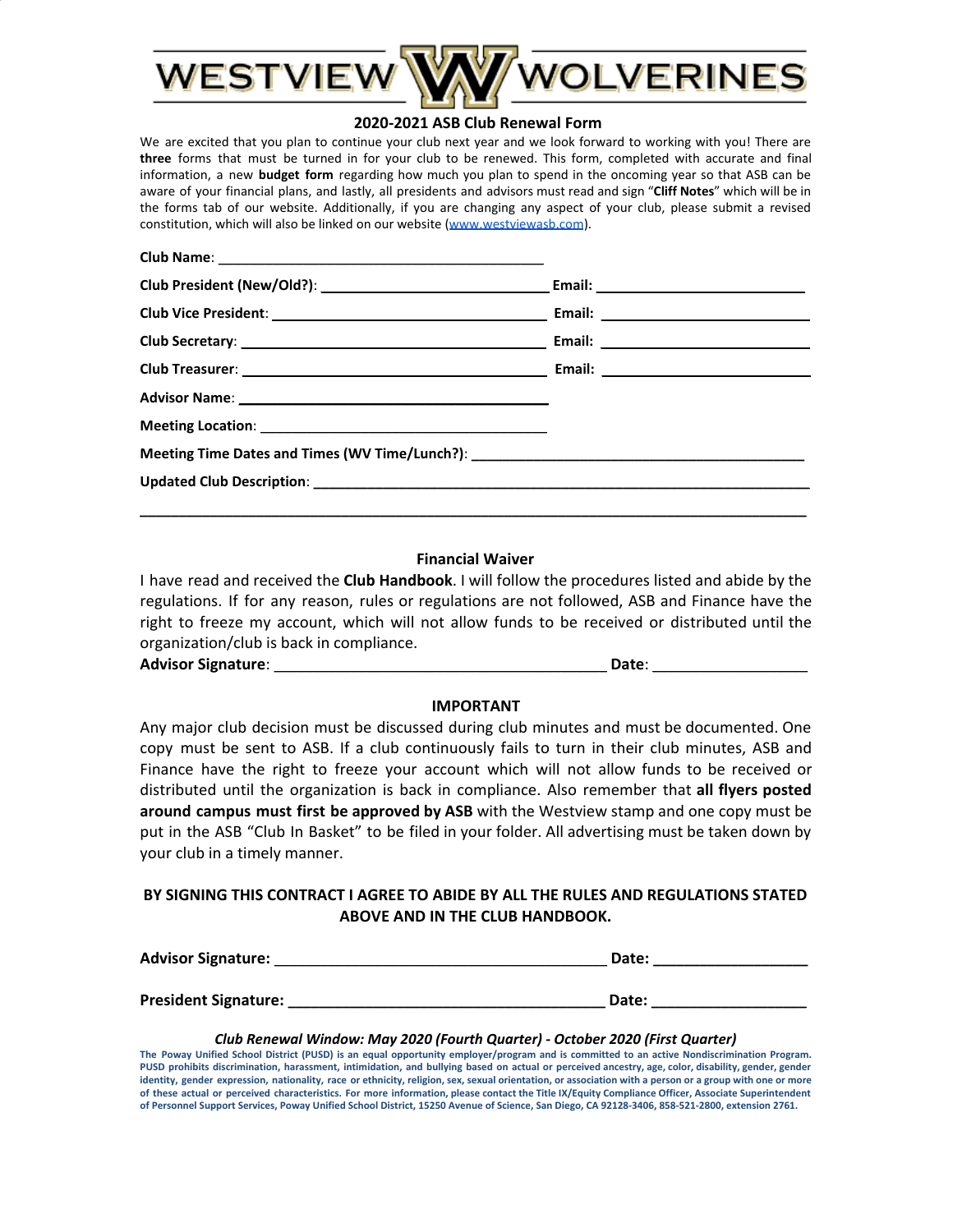# WESTVIEW WOLVERINES

## 2020-2021 ASB Club Renewal Form

We are excited that you plan to continue your club next year and we look forward to working with you! There are **three** forms that must be turned in for your club to be renewed. This form, completed with accurate and final information, a new **budget form** regarding how much you plan to spend in the oncoming year so that ASB can be aware of your financial plans, and lastly, all presidents and advisors must read and sign "**Cliff Notes**" which will be in the forms tab of our website. Additionally, if you are changing any aspect of your club, please submit a revised constitution, which will also be linked on our website (www.westviewasb.com).

**Club Name**: ________________________________________

**Club President (New/Old?)**: ___________________________ **Email:** _________________________

**Club Vice President**: ________________________________ **Email:** _________________________

**Club Secretary**: ____________________________________ **Email:** _________________________

**Club Treasurer**: ____________________________________ **Email:** _________________________

**Advisor Name**: ______________________________________

**Meeting Location**: ___________________________________

**Meeting Time Dates and Times (WV Time/Lunch?)**: __________________________________________

**Updated Club Description**: ______________________________________________________________

__________________________________________________________________________________________

### Financial Waiver

I have read and received the **Club Handbook**. I will follow the procedures listed and abide by the regulations. If for any reason, rules or regulations are not followed, ASB and Finance have the right to freeze my account, which will not allow funds to be received or distributed until the organization/club is back in compliance.

**Advisor Signature**: ________________________________________ **Date**: __________________

### IMPORTANT

Any major club decision must be discussed during club minutes and must be documented. One copy must be sent to ASB. If a club continuously fails to turn in their club minutes, ASB and Finance have the right to freeze your account which will not allow funds to be received or distributed until the organization is back in compliance. Also remember that **all flyers posted around campus must first be approved by ASB** with the Westview stamp and one copy must be put in the ASB "Club In Basket" to be filed in your folder. All advertising must be taken down by your club in a timely manner.

**BY SIGNING THIS CONTRACT I AGREE TO ABIDE BY ALL THE RULES AND REGULATIONS STATED ABOVE AND IN THE CLUB HANDBOOK.**

**Advisor Signature: ________________________________________ Date: __________________**

**President Signature: ______________________________________ Date: __________________**

***Club Renewal Window: May 2020 (Fourth Quarter) - October 2020 (First Quarter)***

**The Poway Unified School District (PUSD) is an equal opportunity employer/program and is committed to an active Nondiscrimination Program. PUSD prohibits discrimination, harassment, intimidation, and bullying based on actual or perceived ancestry, age, color, disability, gender, gender identity, gender expression, nationality, race or ethnicity, religion, sex, sexual orientation, or association with a person or a group with one or more of these actual or perceived characteristics. For more information, please contact the Title IX/Equity Compliance Officer, Associate Superintendent of Personnel Support Services, Poway Unified School District, 15250 Avenue of Science, San Diego, CA 92128-3406, 858-521-2800, extension 2761.**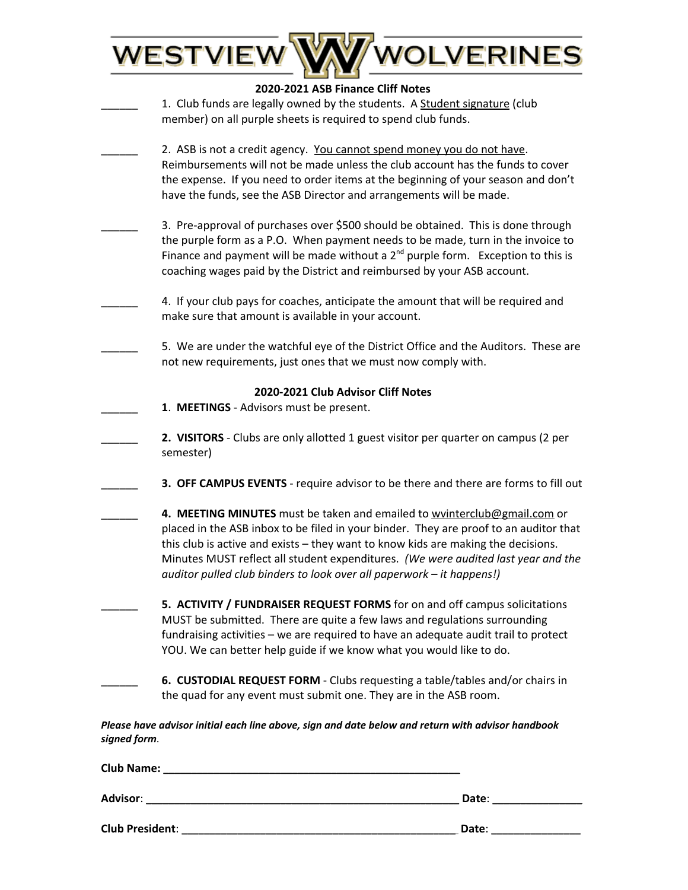WESTVIEW WOLVERINES

## 2020-2021 ASB Finance Cliff Notes

______ 1. Club funds are legally owned by the students. A Student signature (club member) on all purple sheets is required to spend club funds.

______ 2. ASB is not a credit agency. You cannot spend money you do not have. Reimbursements will not be made unless the club account has the funds to cover the expense. If you need to order items at the beginning of your season and don't have the funds, see the ASB Director and arrangements will be made.

______ 3. Pre-approval of purchases over $500 should be obtained. This is done through the purple form as a P.O. When payment needs to be made, turn in the invoice to Finance and payment will be made without a 2nd purple form. Exception to this is coaching wages paid by the District and reimbursed by your ASB account.

______ 4. If your club pays for coaches, anticipate the amount that will be required and make sure that amount is available in your account.

______ 5. We are under the watchful eye of the District Office and the Auditors. These are not new requirements, just ones that we must now comply with.

## 2020-2021 Club Advisor Cliff Notes

______ **1. MEETINGS** - Advisors must be present.

______ **2. VISITORS** - Clubs are only allotted 1 guest visitor per quarter on campus (2 per semester)

______ **3. OFF CAMPUS EVENTS** - require advisor to be there and there are forms to fill out

______ **4. MEETING MINUTES** must be taken and emailed to wvinterclub@gmail.com or placed in the ASB inbox to be filed in your binder. They are proof to an auditor that this club is active and exists – they want to know kids are making the decisions. Minutes MUST reflect all student expenditures. *(We were audited last year and the auditor pulled club binders to look over all paperwork – it happens!)*

______ **5. ACTIVITY / FUNDRAISER REQUEST FORMS** for on and off campus solicitations MUST be submitted. There are quite a few laws and regulations surrounding fundraising activities – we are required to have an adequate audit trail to protect YOU. We can better help guide if we know what you would like to do.

______ **6. CUSTODIAL REQUEST FORM** - Clubs requesting a table/tables and/or chairs in the quad for any event must submit one. They are in the ASB room.

***Please have advisor initial each line above, sign and date below and return with advisor handbook signed form*.**

**Club Name:** ______________________________________________

**Advisor**: ______________________________________________ **Date**: ______________

**Club President**: ________________________________________ **Date**: ______________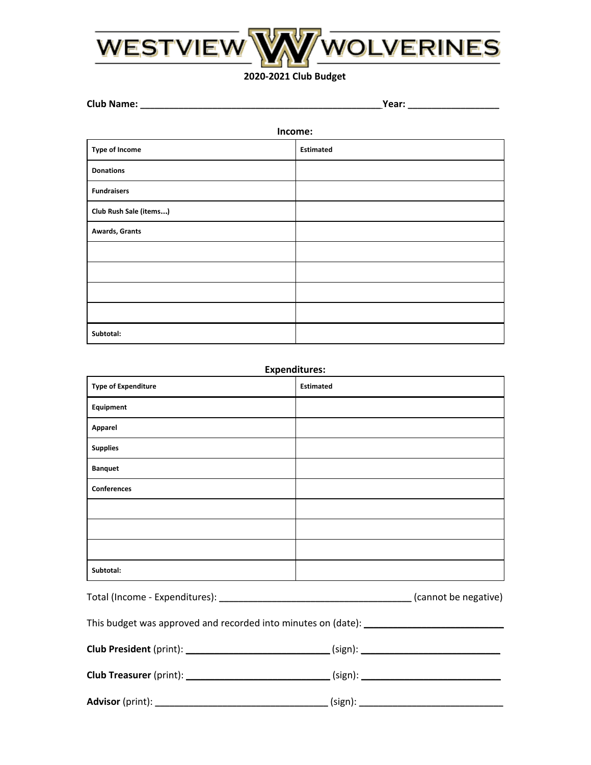# WESTVIEW WOLVERINES

**2020-2021 Club Budget**

**Club Name:** ______________________________________________**Year:** _________________

**Income:**

| **Type of Income** | **Estimated** |
| --- | --- |
| **Donations** | |
| **Fundraisers** | |
| **Club Rush Sale (items…)** | |
| **Awards, Grants** | |
| | |
| | |
| | |
| | |
| **Subtotal:** | |

**Expenditures:**

| **Type of Expenditure** | **Estimated** |
| --- | --- |
| **Equipment** | |
| **Apparel** | |
| **Supplies** | |
| **Banquet** | |
| **Conferences** | |
| | |
| | |
| | |
| **Subtotal:** | |

Total (Income - Expenditures): ____________________________________ (cannot be negative)

This budget was approved and recorded into minutes on (date): __________________________

**Club President** (print): ___________________________ (sign): __________________________

**Club Treasurer** (print): ___________________________ (sign): __________________________

**Advisor** (print): _________________________________ (sign): ___________________________